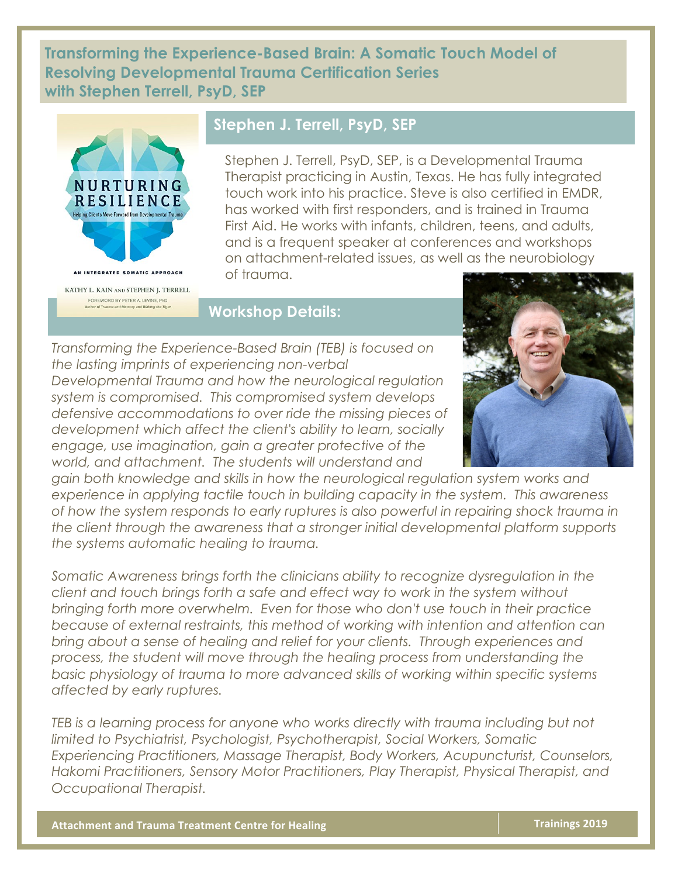# Transforming the Experience-Based Brain: A Somatic Touch Model of Resolving Developmental Trauma Certification Series with Stephen Terrell, PsyD, SEP

NURTURING RESILIENCE

Helping Clients Move Forward from Developmental Trauma

AN INTEGRATED SOMATIC APPROACH

KATHY L. KAIN AND STEPHEN J. TERRELL

FOREWORD BY PETER A. LEVINE, PhD

Author of Trauma and Memory and Waking the Tiger

## Stephen J. Terrell, PsyD, SEP

Stephen J. Terrell, PsyD, SEP, is a Developmental Trauma Therapist practicing in Austin, Texas. He has fully integrated touch work into his practice. Steve is also certified in EMDR, has worked with first responders, and is trained in Trauma First Aid. He works with infants, children, teens, and adults, and is a frequent speaker at conferences and workshops on attachment-related issues, as well as the neurobiology of trauma.

## Workshop Details:

*Transforming the Experience-Based Brain (TEB) is focused on the lasting imprints of experiencing non-verbal Developmental Trauma and how the neurological regulation system is compromised. This compromised system develops defensive accommodations to over ride the missing pieces of development which affect the client's ability to learn, socially engage, use imagination, gain a greater protective of the world, and attachment. The students will understand and gain both knowledge and skills in how the neurological regulation system works and experience in applying tactile touch in building capacity in the system. This awareness of how the system responds to early ruptures is also powerful in repairing shock trauma in the client through the awareness that a stronger initial developmental platform supports the systems automatic healing to trauma.*

*Somatic Awareness brings forth the clinicians ability to recognize dysregulation in the client and touch brings forth a safe and effect way to work in the system without bringing forth more overwhelm. Even for those who don't use touch in their practice because of external restraints, this method of working with intention and attention can bring about a sense of healing and relief for your clients. Through experiences and process, the student will move through the healing process from understanding the basic physiology of trauma to more advanced skills of working within specific systems affected by early ruptures.*

*TEB is a learning process for anyone who works directly with trauma including but not limited to Psychiatrist, Psychologist, Psychotherapist, Social Workers, Somatic Experiencing Practitioners, Massage Therapist, Body Workers, Acupuncturist, Counselors, Hakomi Practitioners, Sensory Motor Practitioners, Play Therapist, Physical Therapist, and Occupational Therapist.*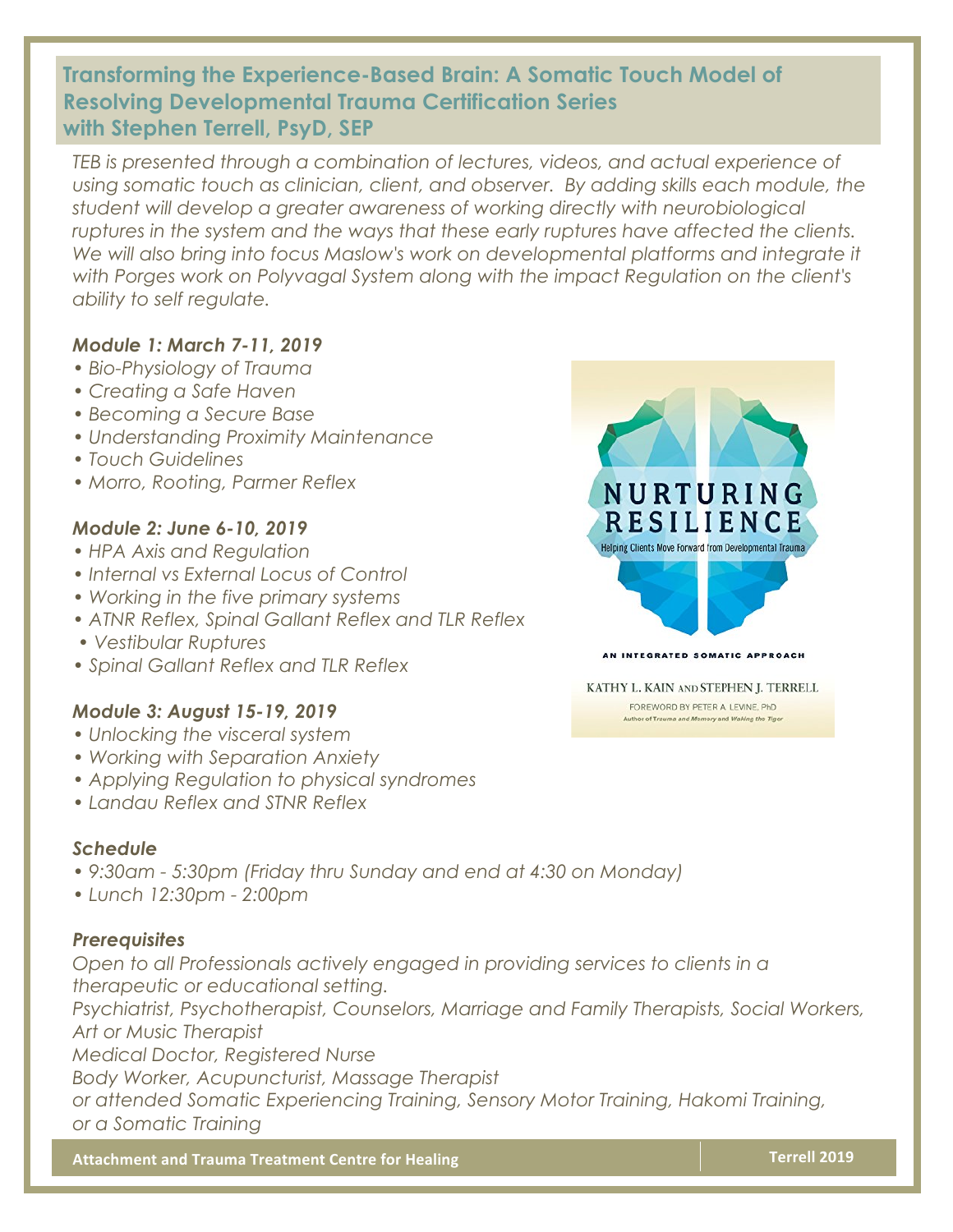## Transforming the Experience-Based Brain: A Somatic Touch Model of Resolving Developmental Trauma Certification Series with Stephen Terrell, PsyD, SEP

*TEB is presented through a combination of lectures, videos, and actual experience of using somatic touch as clinician, client, and observer. By adding skills each module, the student will develop a greater awareness of working directly with neurobiological ruptures in the system and the ways that these early ruptures have affected the clients. We will also bring into focus Maslow's work on developmental platforms and integrate it with Porges work on Polyvagal System along with the impact Regulation on the client's ability to self regulate.*

### *Module 1: March 7-11, 2019*

- *Bio-Physiology of Trauma*
- *Creating a Safe Haven*
- *Becoming a Secure Base*
- *Understanding Proximity Maintenance*
- *Touch Guidelines*
- *Morro, Rooting, Parmer Reflex*

### *Module 2: June 6-10, 2019*

- *HPA Axis and Regulation*
- *Internal vs External Locus of Control*
- *Working in the five primary systems*
- *ATNR Reflex, Spinal Gallant Reflex and TLR Reflex*
- *Vestibular Ruptures*
- *Spinal Gallant Reflex and TLR Reflex*

### *Module 3: August 15-19, 2019*

- *Unlocking the visceral system*
- *Working with Separation Anxiety*
- *Applying Regulation to physical syndromes*
- *Landau Reflex and STNR Reflex*

NURTURING RESILIENCE

Helping Clients Move Forward from Developmental Trauma

AN INTEGRATED SOMATIC APPROACH

KATHY L. KAIN AND STEPHEN J. TERRELL

FOREWORD BY PETER A. LEVINE, PhD

Author of *Trauma and Memory* and *Waking the Tiger*

### *Schedule*

- *9:30am - 5:30pm (Friday thru Sunday and end at 4:30 on Monday)*
- *Lunch 12:30pm - 2:00pm*

### *Prerequisites*

*Open to all Professionals actively engaged in providing services to clients in a therapeutic or educational setting.*
*Psychiatrist, Psychotherapist, Counselors, Marriage and Family Therapists, Social Workers, Art or Music Therapist*
*Medical Doctor, Registered Nurse*
*Body Worker, Acupuncturist, Massage Therapist*
*or attended Somatic Experiencing Training, Sensory Motor Training, Hakomi Training, or a Somatic Training*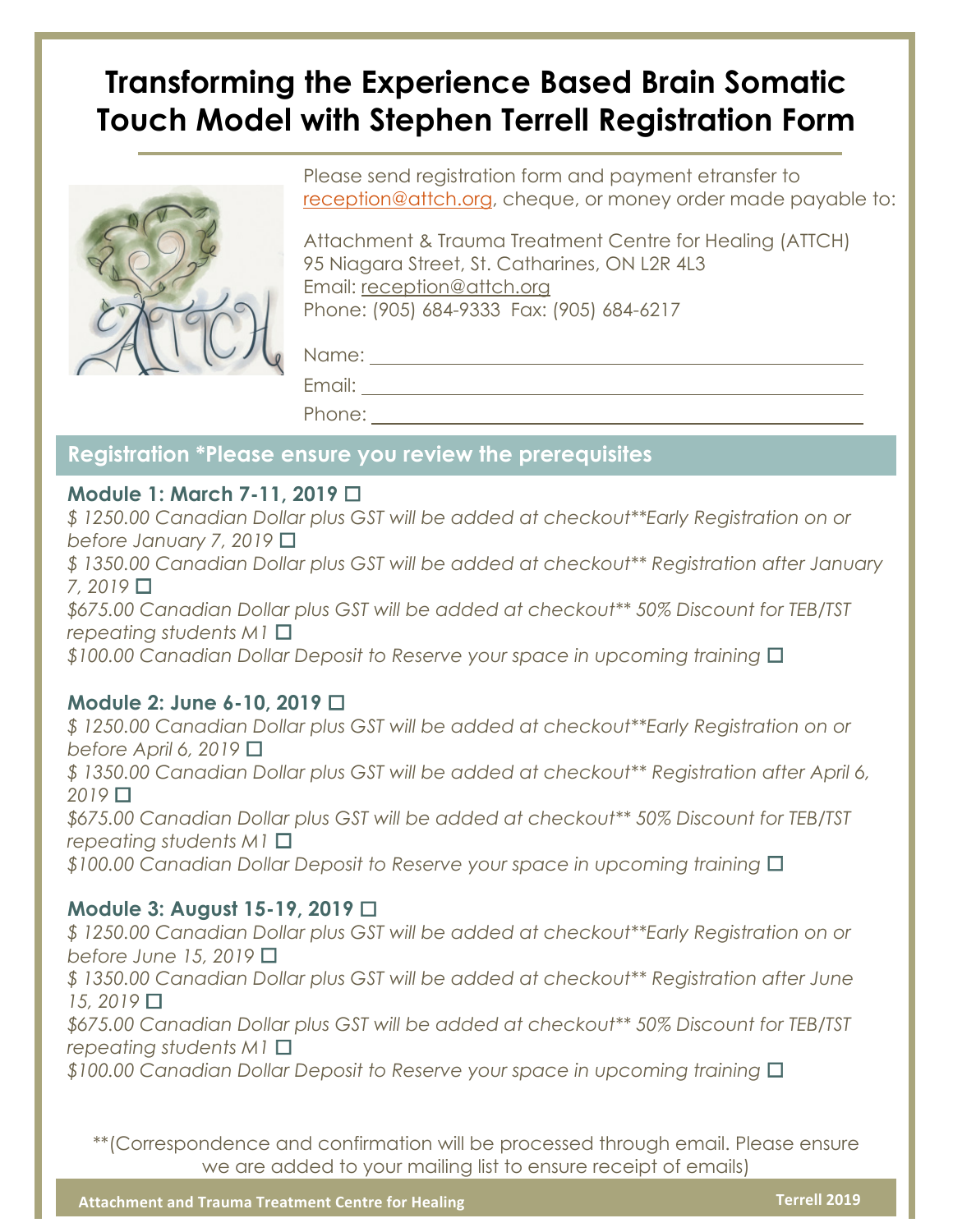# Transforming the Experience Based Brain Somatic Touch Model with Stephen Terrell Registration Form

Please send registration form and payment etransfer to reception@attch.org, cheque, or money order made payable to:

Attachment & Trauma Treatment Centre for Healing (ATTCH)
95 Niagara Street, St. Catharines, ON L2R 4L3
Email: reception@attch.org
Phone: (905) 684-9333 Fax: (905) 684-6217

Name: ______________________________

Email: ______________________________

Phone: ______________________________

## Registration *Please ensure you review the prerequisites

### Module 1: March 7-11, 2019 ☐

*$ 1250.00 Canadian Dollar plus GST will be added at checkout**Early Registration on or before January 7, 2019* ☐

*$ 1350.00 Canadian Dollar plus GST will be added at checkout** Registration after January 7, 2019* ☐

*$675.00 Canadian Dollar plus GST will be added at checkout** 50% Discount for TEB/TST repeating students M1* ☐

*$100.00 Canadian Dollar Deposit to Reserve your space in upcoming training* ☐

### Module 2: June 6-10, 2019 ☐

*$ 1250.00 Canadian Dollar plus GST will be added at checkout**Early Registration on or before April 6, 2019* ☐

*$ 1350.00 Canadian Dollar plus GST will be added at checkout** Registration after April 6, 2019* ☐

*$675.00 Canadian Dollar plus GST will be added at checkout** 50% Discount for TEB/TST repeating students M1* ☐

*$100.00 Canadian Dollar Deposit to Reserve your space in upcoming training* ☐

### Module 3: August 15-19, 2019 ☐

*$ 1250.00 Canadian Dollar plus GST will be added at checkout**Early Registration on or before June 15, 2019* ☐

*$ 1350.00 Canadian Dollar plus GST will be added at checkout** Registration after June 15, 2019* ☐

*$675.00 Canadian Dollar plus GST will be added at checkout** 50% Discount for TEB/TST repeating students M1* ☐

*$100.00 Canadian Dollar Deposit to Reserve your space in upcoming training* ☐

**(Correspondence and confirmation will be processed through email. Please ensure we are added to your mailing list to ensure receipt of emails)